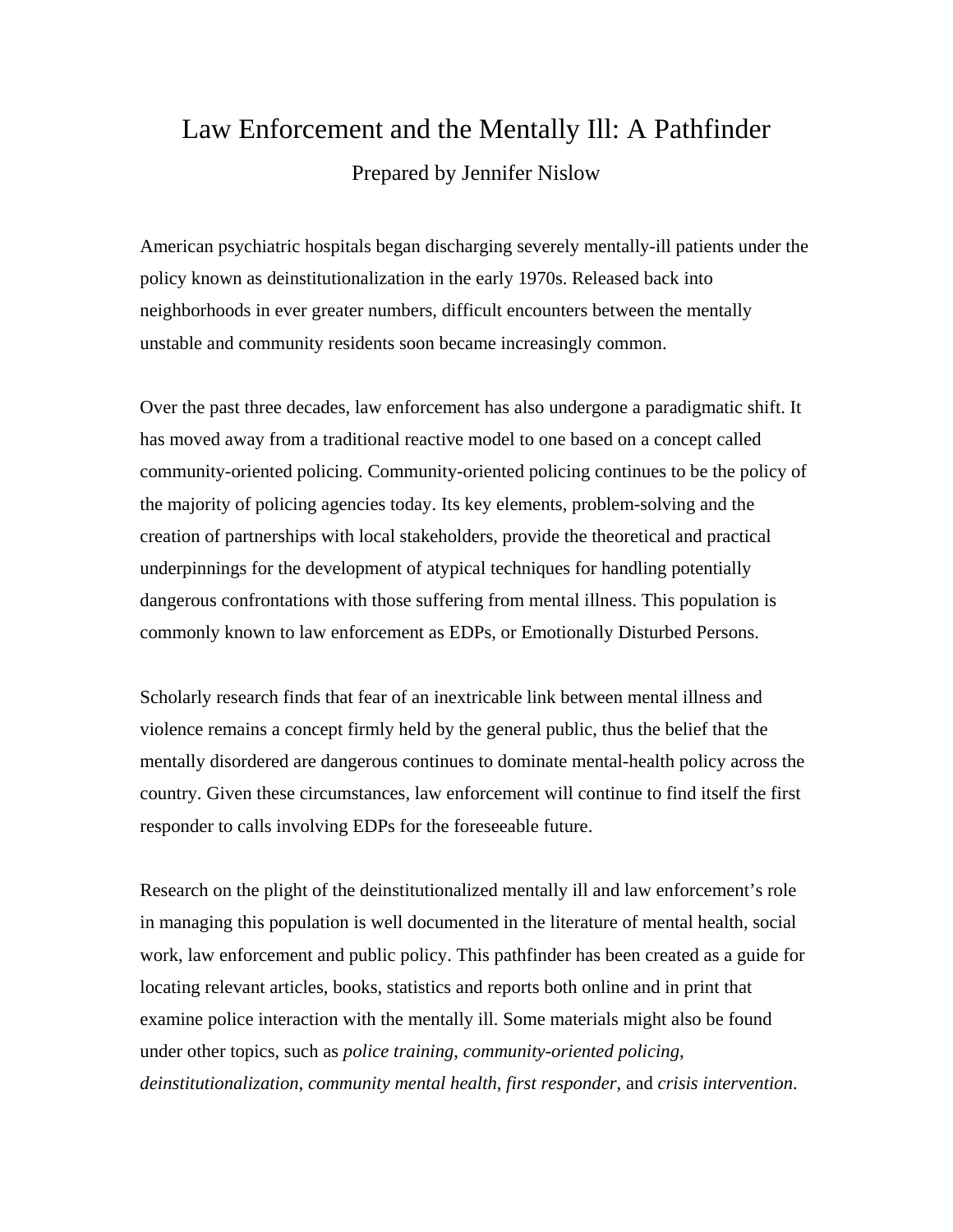# Law Enforcement and the Mentally Ill: A Pathfinder

Prepared by Jennifer Nislow

American psychiatric hospitals began discharging severely mentally-ill patients under the policy known as deinstitutionalization in the early 1970s. Released back into neighborhoods in ever greater numbers, difficult encounters between the mentally unstable and community residents soon became increasingly common.

Over the past three decades, law enforcement has also undergone a paradigmatic shift. It has moved away from a traditional reactive model to one based on a concept called community-oriented policing. Community-oriented policing continues to be the policy of the majority of policing agencies today. Its key elements, problem-solving and the creation of partnerships with local stakeholders, provide the theoretical and practical underpinnings for the development of atypical techniques for handling potentially dangerous confrontations with those suffering from mental illness. This population is commonly known to law enforcement as EDPs, or Emotionally Disturbed Persons.

Scholarly research finds that fear of an inextricable link between mental illness and violence remains a concept firmly held by the general public, thus the belief that the mentally disordered are dangerous continues to dominate mental-health policy across the country. Given these circumstances, law enforcement will continue to find itself the first responder to calls involving EDPs for the foreseeable future.

Research on the plight of the deinstitutionalized mentally ill and law enforcement's role in managing this population is well documented in the literature of mental health, social work, law enforcement and public policy. This pathfinder has been created as a guide for locating relevant articles, books, statistics and reports both online and in print that examine police interaction with the mentally ill. Some materials might also be found under other topics, such as *police training*, *community-oriented policing*, *deinstitutionalization*, *community mental health*, *first responder*, and *crisis intervention*.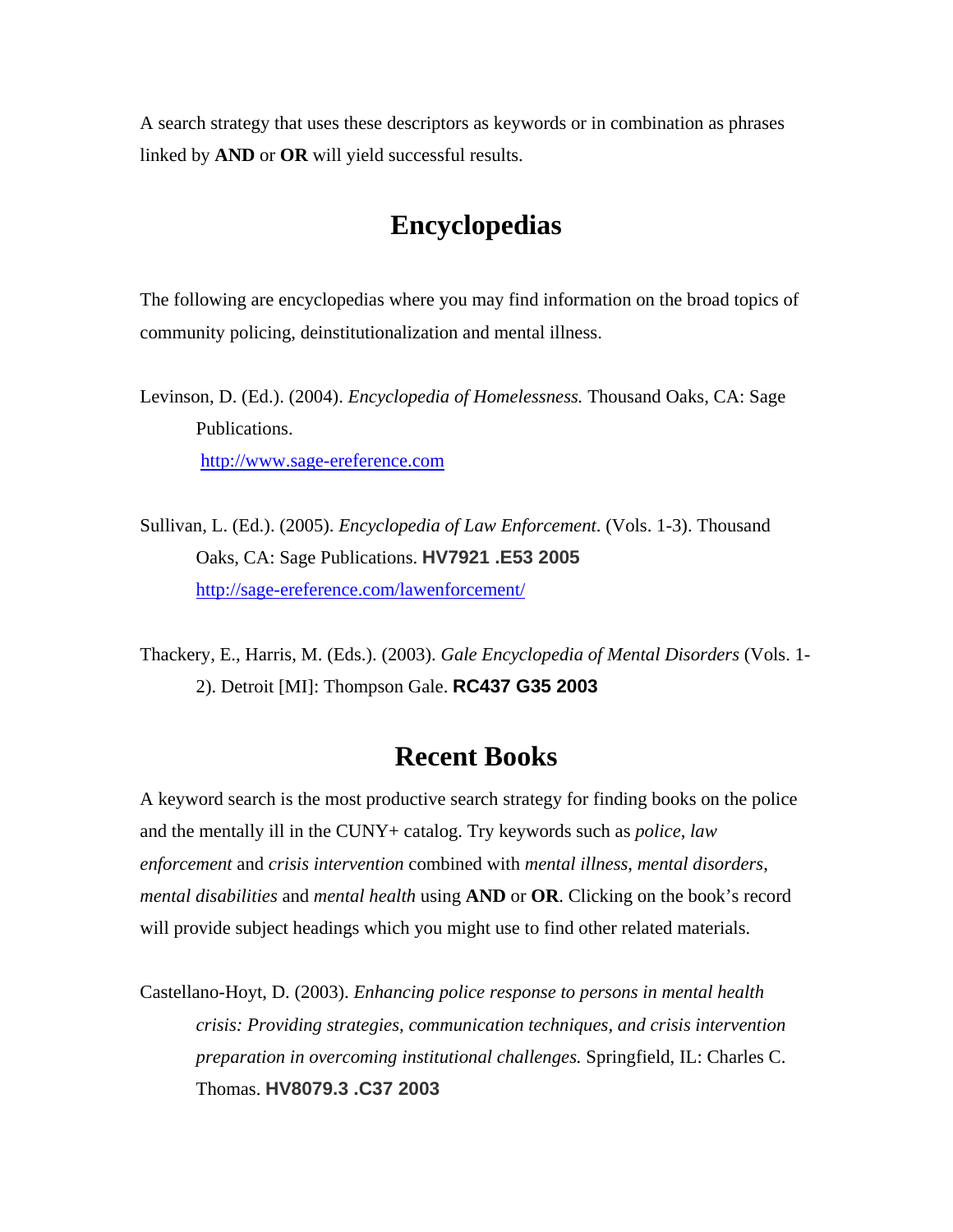A search strategy that uses these descriptors as keywords or in combination as phrases linked by **AND** or **OR** will yield successful results.

## Encyclopedias

The following are encyclopedias where you may find information on the broad topics of community policing, deinstitutionalization and mental illness.

Levinson, D. (Ed.). (2004). *Encyclopedia of Homelessness.* Thousand Oaks, CA: Sage Publications.
[http://www.sage-ereference.com](http://www.sage-ereference.com)

Sullivan, L. (Ed.). (2005). *Encyclopedia of Law Enforcement*. (Vols. 1-3). Thousand Oaks, CA: Sage Publications. **HV7921 .E53 2005**
[http://sage-ereference.com/lawenforcement/](http://sage-ereference.com/lawenforcement/)

Thackery, E., Harris, M. (Eds.). (2003). *Gale Encyclopedia of Mental Disorders* (Vols. 1-2). Detroit [MI]: Thompson Gale. **RC437 G35 2003**

## Recent Books

A keyword search is the most productive search strategy for finding books on the police and the mentally ill in the CUNY+ catalog. Try keywords such as *police*, *law enforcement* and *crisis intervention* combined with *mental illness*, *mental disorders*, *mental disabilities* and *mental health* using **AND** or **OR**. Clicking on the book's record will provide subject headings which you might use to find other related materials.

Castellano-Hoyt, D. (2003). *Enhancing police response to persons in mental health crisis: Providing strategies, communication techniques, and crisis intervention preparation in overcoming institutional challenges.* Springfield, IL: Charles C. Thomas. **HV8079.3 .C37 2003**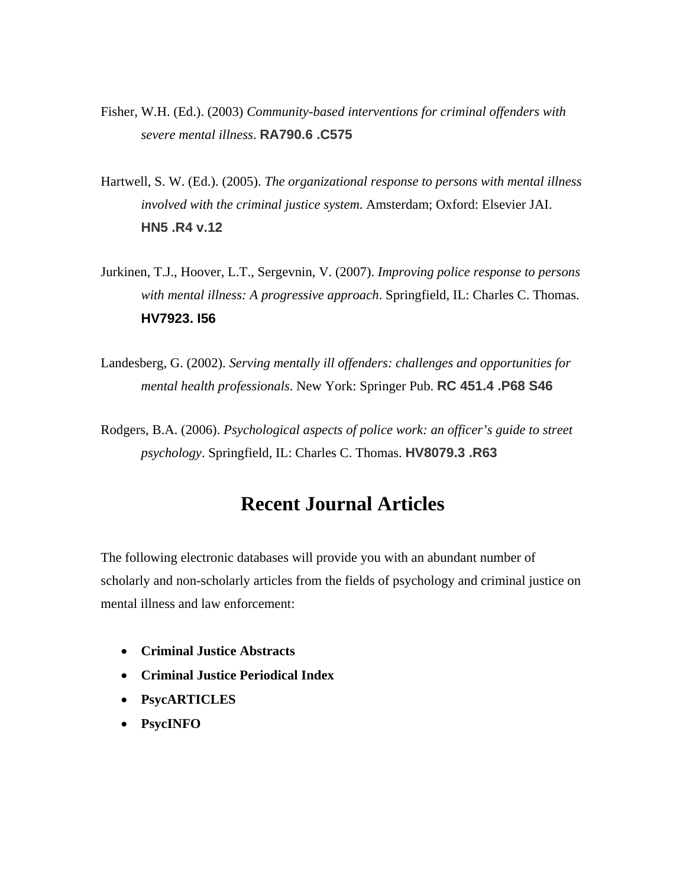Fisher, W.H. (Ed.). (2003) *Community-based interventions for criminal offenders with severe mental illness*. **RA790.6 .C575**

Hartwell, S. W. (Ed.). (2005). *The organizational response to persons with mental illness involved with the criminal justice system*. Amsterdam; Oxford: Elsevier JAI. **HN5 .R4 v.12**

Jurkinen, T.J., Hoover, L.T., Sergevnin, V. (2007). *Improving police response to persons with mental illness: A progressive approach*. Springfield, IL: Charles C. Thomas. **HV7923. I56**

Landesberg, G. (2002). *Serving mentally ill offenders: challenges and opportunities for mental health professionals*. New York: Springer Pub. **RC 451.4 .P68 S46**

Rodgers, B.A. (2006). *Psychological aspects of police work: an officer's guide to street psychology*. Springfield, IL: Charles C. Thomas. **HV8079.3 .R63**

## Recent Journal Articles

The following electronic databases will provide you with an abundant number of scholarly and non-scholarly articles from the fields of psychology and criminal justice on mental illness and law enforcement:

- **Criminal Justice Abstracts**
- **Criminal Justice Periodical Index**
- **PsycARTICLES**
- **PsycINFO**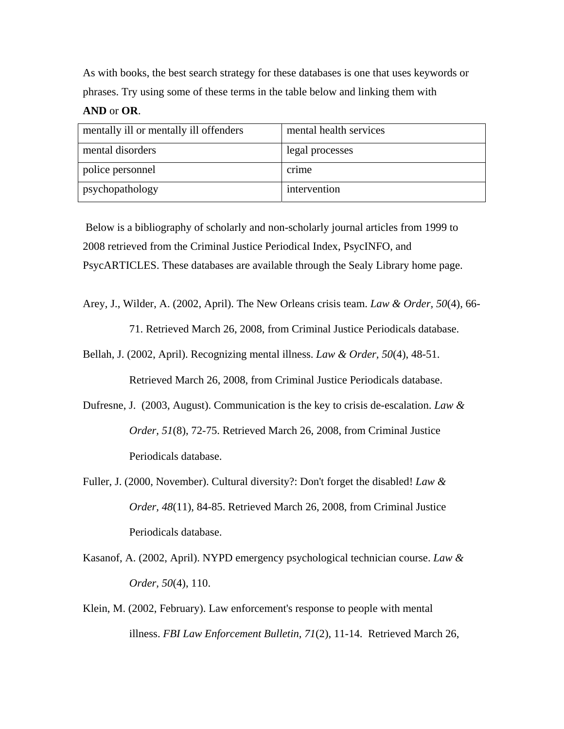As with books, the best search strategy for these databases is one that uses keywords or phrases. Try using some of these terms in the table below and linking them with **AND** or **OR**.

| mentally ill or mentally ill offenders | mental health services |
|---|---|
| mental disorders | legal processes |
| police personnel | crime |
| psychopathology | intervention |

Below is a bibliography of scholarly and non-scholarly journal articles from 1999 to 2008 retrieved from the Criminal Justice Periodical Index, PsycINFO, and PsycARTICLES. These databases are available through the Sealy Library home page.

Arey, J., Wilder, A. (2002, April). The New Orleans crisis team. *Law & Order, 50*(4), 66-71. Retrieved March 26, 2008, from Criminal Justice Periodicals database.

Bellah, J. (2002, April). Recognizing mental illness. *Law & Order, 50*(4), 48-51. Retrieved March 26, 2008, from Criminal Justice Periodicals database.

Dufresne, J. (2003, August). Communication is the key to crisis de-escalation. *Law & Order, 51*(8), 72-75. Retrieved March 26, 2008, from Criminal Justice Periodicals database.

Fuller, J. (2000, November). Cultural diversity?: Don't forget the disabled! *Law & Order, 48*(11), 84-85. Retrieved March 26, 2008, from Criminal Justice Periodicals database.

Kasanof, A. (2002, April). NYPD emergency psychological technician course. *Law & Order, 50*(4), 110.

Klein, M. (2002, February). Law enforcement's response to people with mental illness. *FBI Law Enforcement Bulletin, 71*(2), 11-14. Retrieved March 26,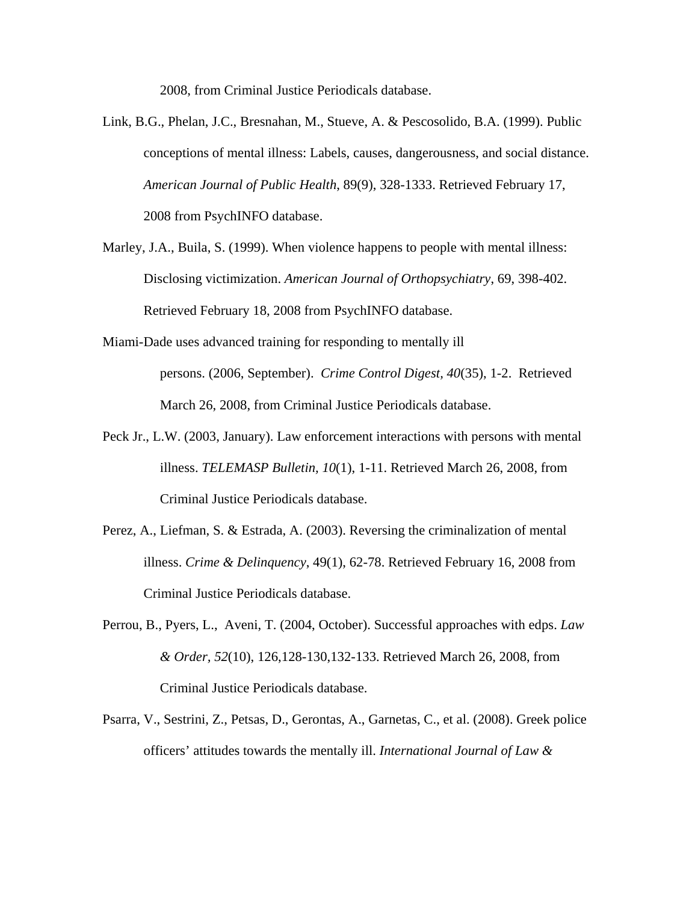2008, from Criminal Justice Periodicals database.

Link, B.G., Phelan, J.C., Bresnahan, M., Stueve, A. & Pescosolido, B.A. (1999). Public conceptions of mental illness: Labels, causes, dangerousness, and social distance. *American Journal of Public Health*, 89(9), 328-1333. Retrieved February 17, 2008 from PsychINFO database.

Marley, J.A., Buila, S. (1999). When violence happens to people with mental illness: Disclosing victimization. *American Journal of Orthopsychiatry*, 69, 398-402. Retrieved February 18, 2008 from PsychINFO database.

Miami-Dade uses advanced training for responding to mentally ill persons. (2006, September). *Crime Control Digest, 40*(35), 1-2. Retrieved March 26, 2008, from Criminal Justice Periodicals database.

Peck Jr., L.W. (2003, January). Law enforcement interactions with persons with mental illness. *TELEMASP Bulletin, 10*(1), 1-11. Retrieved March 26, 2008, from Criminal Justice Periodicals database.

Perez, A., Liefman, S. & Estrada, A. (2003). Reversing the criminalization of mental illness. *Crime & Delinquency*, 49(1), 62-78. Retrieved February 16, 2008 from Criminal Justice Periodicals database.

Perrou, B., Pyers, L., Aveni, T. (2004, October). Successful approaches with edps. *Law & Order, 52*(10), 126,128-130,132-133. Retrieved March 26, 2008, from Criminal Justice Periodicals database.

Psarra, V., Sestrini, Z., Petsas, D., Gerontas, A., Garnetas, C., et al. (2008). Greek police officers' attitudes towards the mentally ill. *International Journal of Law &*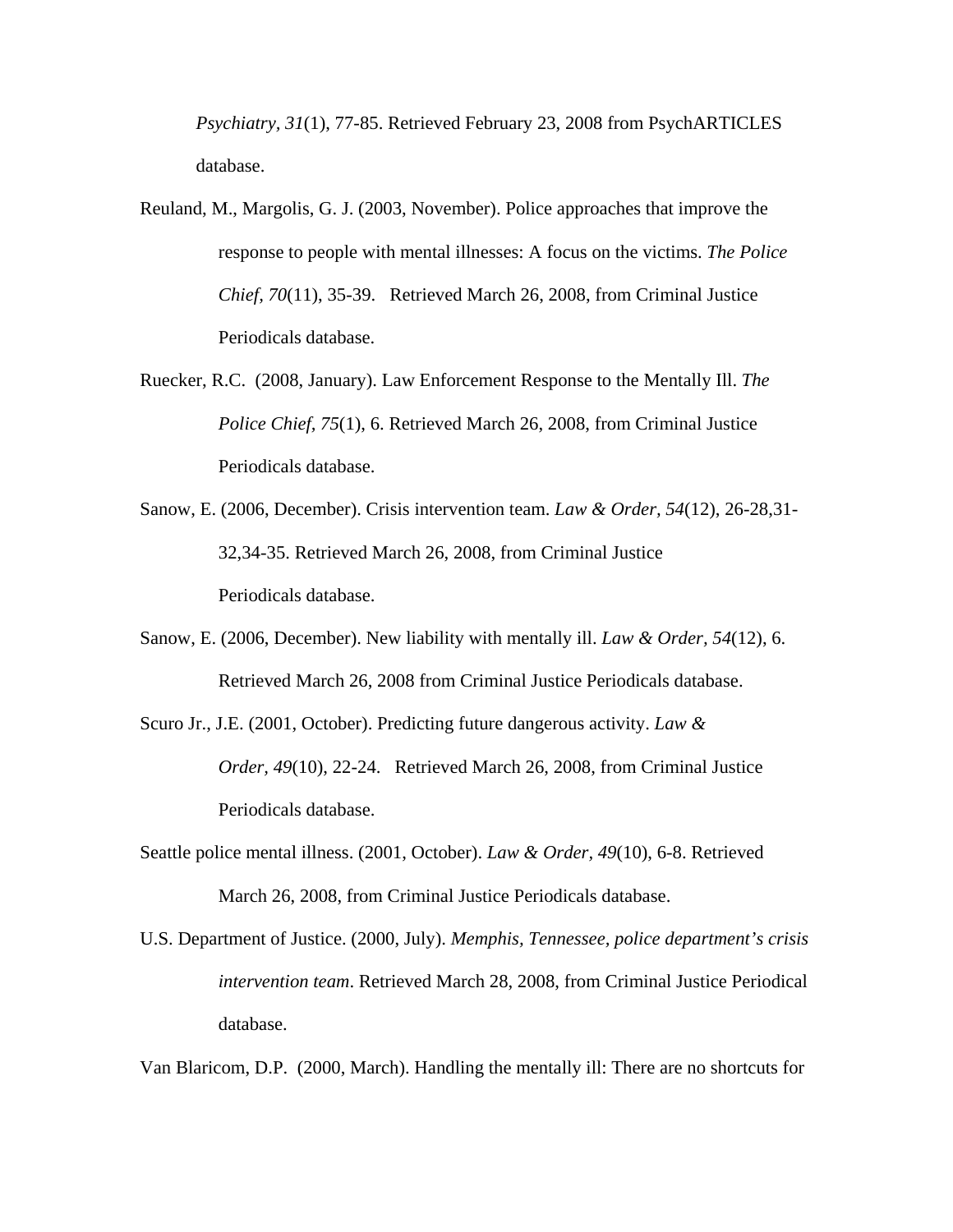*Psychiatry, 31*(1), 77-85. Retrieved February 23, 2008 from PsychARTICLES database.

Reuland, M., Margolis, G. J. (2003, November). Police approaches that improve the response to people with mental illnesses: A focus on the victims. *The Police Chief, 70*(11), 35-39. Retrieved March 26, 2008, from Criminal Justice Periodicals database.

Ruecker, R.C. (2008, January). Law Enforcement Response to the Mentally Ill. *The Police Chief, 75*(1), 6. Retrieved March 26, 2008, from Criminal Justice Periodicals database.

Sanow, E. (2006, December). Crisis intervention team. *Law & Order, 54*(12), 26-28,31-32,34-35. Retrieved March 26, 2008, from Criminal Justice Periodicals database.

Sanow, E. (2006, December). New liability with mentally ill. *Law & Order, 54*(12), 6. Retrieved March 26, 2008 from Criminal Justice Periodicals database.

Scuro Jr., J.E. (2001, October). Predicting future dangerous activity. *Law & Order, 49*(10), 22-24. Retrieved March 26, 2008, from Criminal Justice Periodicals database.

Seattle police mental illness. (2001, October). *Law & Order, 49*(10), 6-8. Retrieved March 26, 2008, from Criminal Justice Periodicals database.

U.S. Department of Justice. (2000, July). *Memphis, Tennessee, police department's crisis intervention team*. Retrieved March 28, 2008, from Criminal Justice Periodical database.

Van Blaricom, D.P. (2000, March). Handling the mentally ill: There are no shortcuts for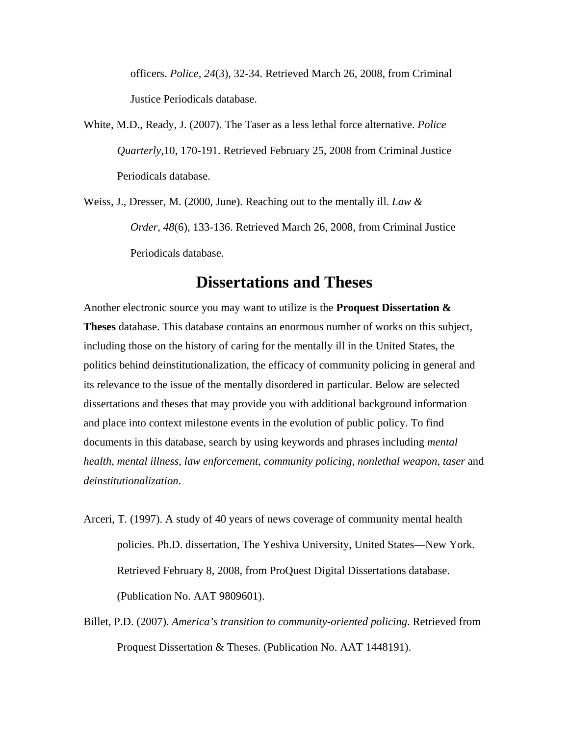officers. *Police, 24*(3), 32-34. Retrieved March 26, 2008, from Criminal Justice Periodicals database.

White, M.D., Ready, J. (2007). The Taser as a less lethal force alternative. *Police Quarterly*,10, 170-191. Retrieved February 25, 2008 from Criminal Justice Periodicals database.

Weiss, J., Dresser, M. (2000, June). Reaching out to the mentally ill. *Law & Order, 48*(6), 133-136. Retrieved March 26, 2008, from Criminal Justice Periodicals database.

# Dissertations and Theses

Another electronic source you may want to utilize is the **Proquest Dissertation & Theses** database. This database contains an enormous number of works on this subject, including those on the history of caring for the mentally ill in the United States, the politics behind deinstitutionalization, the efficacy of community policing in general and its relevance to the issue of the mentally disordered in particular. Below are selected dissertations and theses that may provide you with additional background information and place into context milestone events in the evolution of public policy. To find documents in this database, search by using keywords and phrases including *mental health*, *mental illness*, *law enforcement*, *community policing*, *nonlethal weapon, taser* and *deinstitutionalization*.

Arceri, T. (1997). A study of 40 years of news coverage of community mental health policies. Ph.D. dissertation, The Yeshiva University, United States—New York. Retrieved February 8, 2008, from ProQuest Digital Dissertations database. (Publication No. AAT 9809601).

Billet, P.D. (2007). *America's transition to community-oriented policing*. Retrieved from Proquest Dissertation & Theses. (Publication No. AAT 1448191).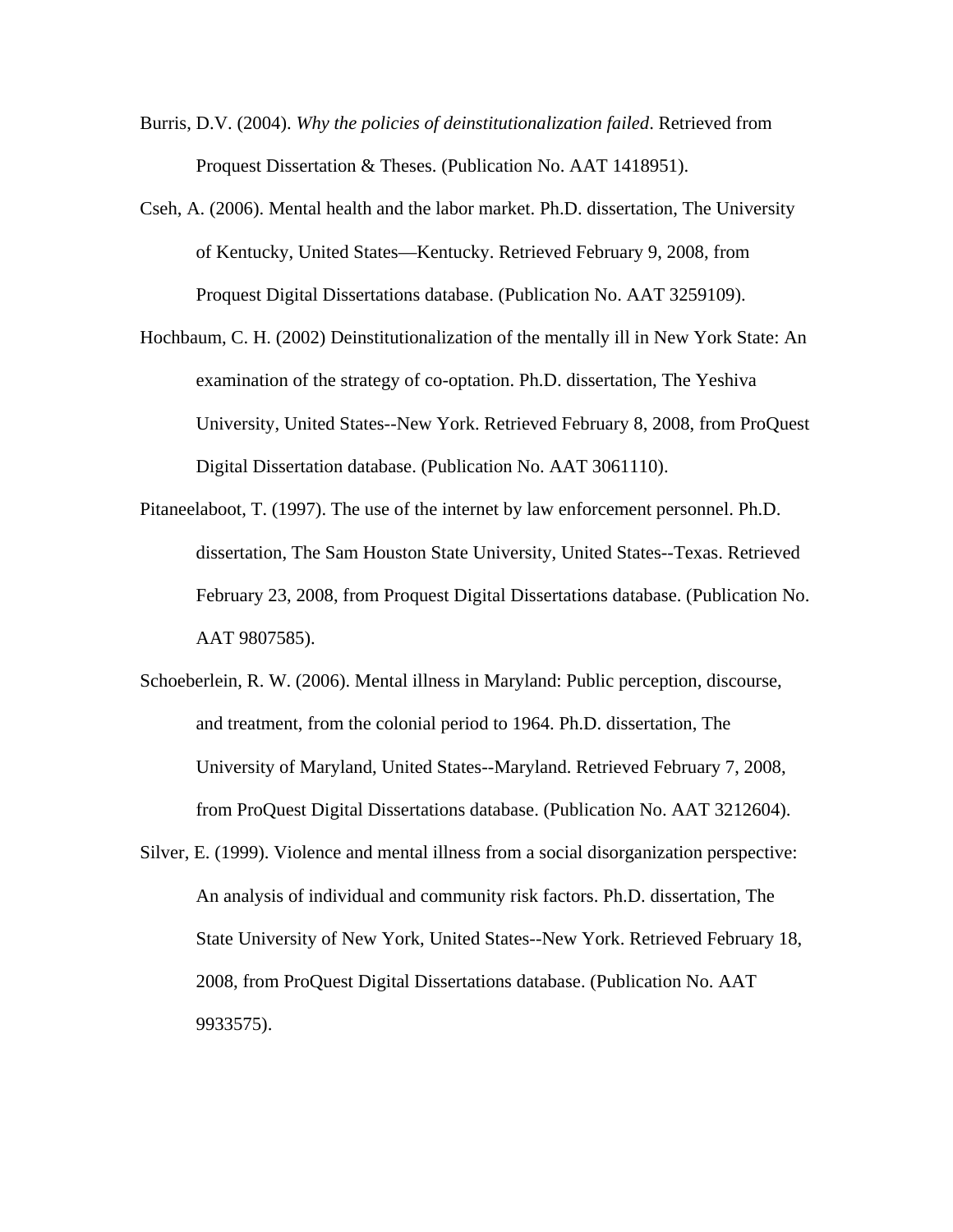Burris, D.V. (2004). *Why the policies of deinstitutionalization failed*. Retrieved from Proquest Dissertation & Theses. (Publication No. AAT 1418951).

Cseh, A. (2006). Mental health and the labor market. Ph.D. dissertation, The University of Kentucky, United States—Kentucky. Retrieved February 9, 2008, from Proquest Digital Dissertations database. (Publication No. AAT 3259109).

Hochbaum, C. H. (2002) Deinstitutionalization of the mentally ill in New York State: An examination of the strategy of co-optation. Ph.D. dissertation, The Yeshiva University, United States--New York. Retrieved February 8, 2008, from ProQuest Digital Dissertation database. (Publication No. AAT 3061110).

Pitaneelaboot, T. (1997). The use of the internet by law enforcement personnel. Ph.D. dissertation, The Sam Houston State University, United States--Texas. Retrieved February 23, 2008, from Proquest Digital Dissertations database. (Publication No. AAT 9807585).

Schoeberlein, R. W. (2006). Mental illness in Maryland: Public perception, discourse, and treatment, from the colonial period to 1964. Ph.D. dissertation, The University of Maryland, United States--Maryland. Retrieved February 7, 2008, from ProQuest Digital Dissertations database. (Publication No. AAT 3212604).

Silver, E. (1999). Violence and mental illness from a social disorganization perspective: An analysis of individual and community risk factors. Ph.D. dissertation, The State University of New York, United States--New York. Retrieved February 18, 2008, from ProQuest Digital Dissertations database. (Publication No. AAT 9933575).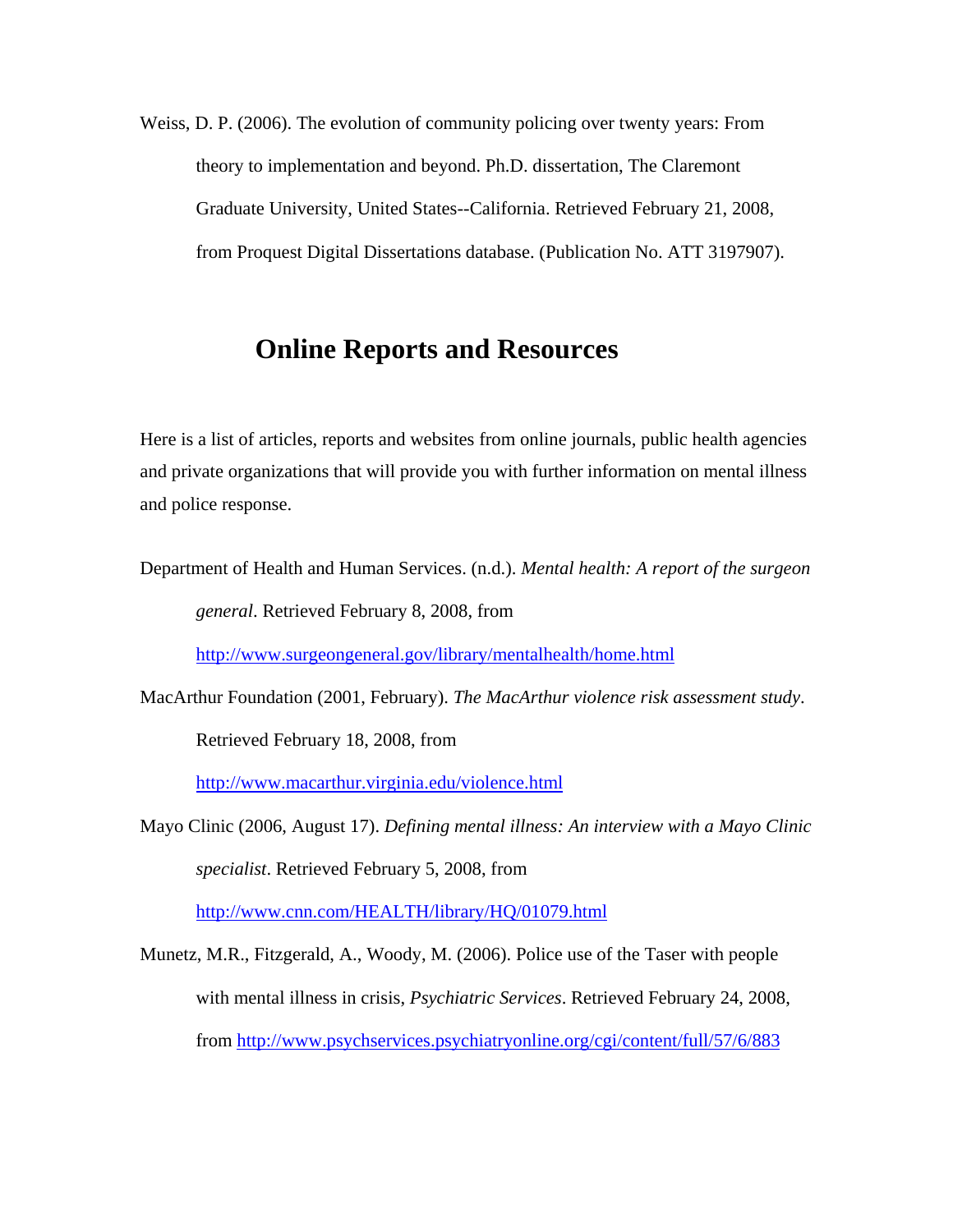Weiss, D. P. (2006). The evolution of community policing over twenty years: From theory to implementation and beyond. Ph.D. dissertation, The Claremont Graduate University, United States--California. Retrieved February 21, 2008, from Proquest Digital Dissertations database. (Publication No. ATT 3197907).

## Online Reports and Resources

Here is a list of articles, reports and websites from online journals, public health agencies and private organizations that will provide you with further information on mental illness and police response.

Department of Health and Human Services. (n.d.). *Mental health: A report of the surgeon general*. Retrieved February 8, 2008, from http://www.surgeongeneral.gov/library/mentalhealth/home.html

MacArthur Foundation (2001, February). *The MacArthur violence risk assessment study*. Retrieved February 18, 2008, from http://www.macarthur.virginia.edu/violence.html

Mayo Clinic (2006, August 17). *Defining mental illness: An interview with a Mayo Clinic specialist*. Retrieved February 5, 2008, from http://www.cnn.com/HEALTH/library/HQ/01079.html

Munetz, M.R., Fitzgerald, A., Woody, M. (2006). Police use of the Taser with people with mental illness in crisis, *Psychiatric Services*. Retrieved February 24, 2008, from http://www.psychservices.psychiatryonline.org/cgi/content/full/57/6/883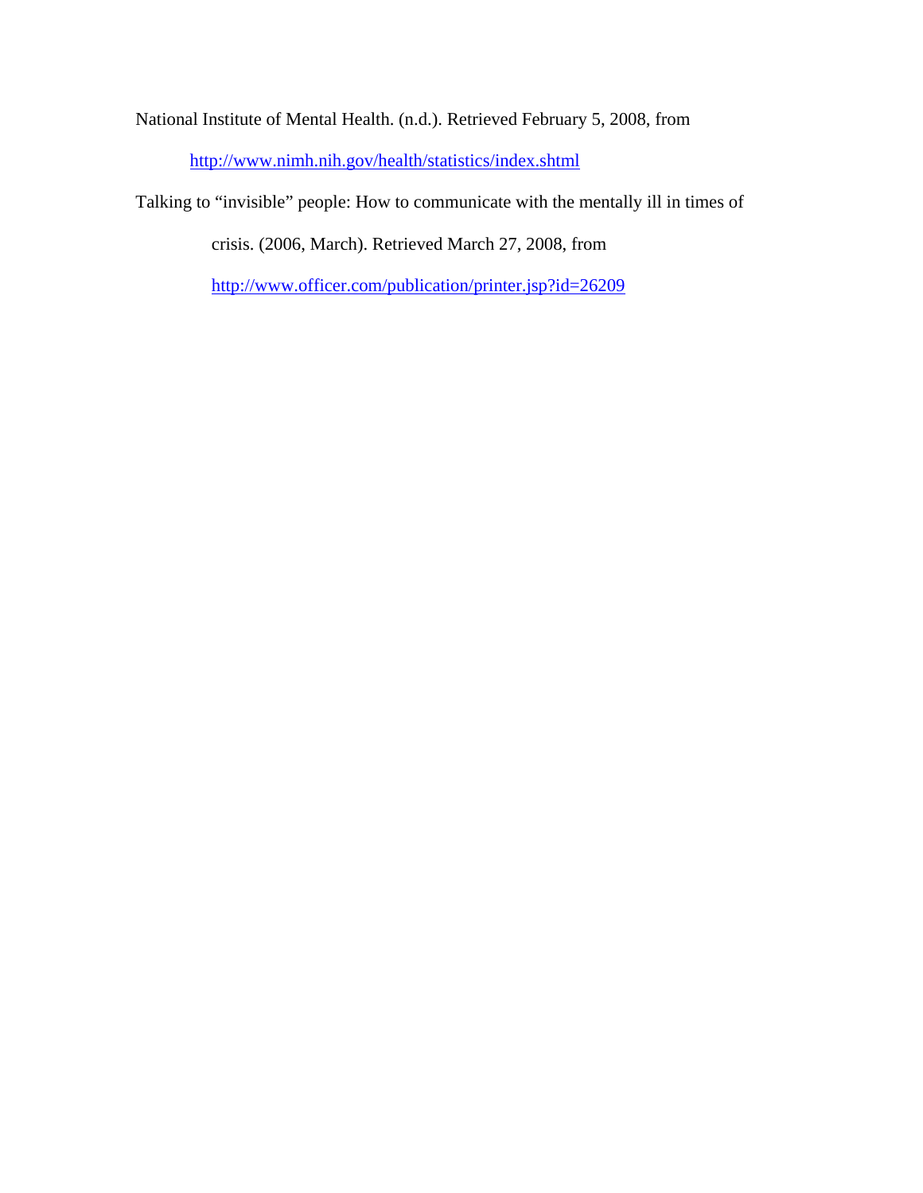National Institute of Mental Health. (n.d.). Retrieved February 5, 2008, from http://www.nimh.nih.gov/health/statistics/index.shtml

Talking to "invisible" people: How to communicate with the mentally ill in times of crisis. (2006, March). Retrieved March 27, 2008, from http://www.officer.com/publication/printer.jsp?id=26209